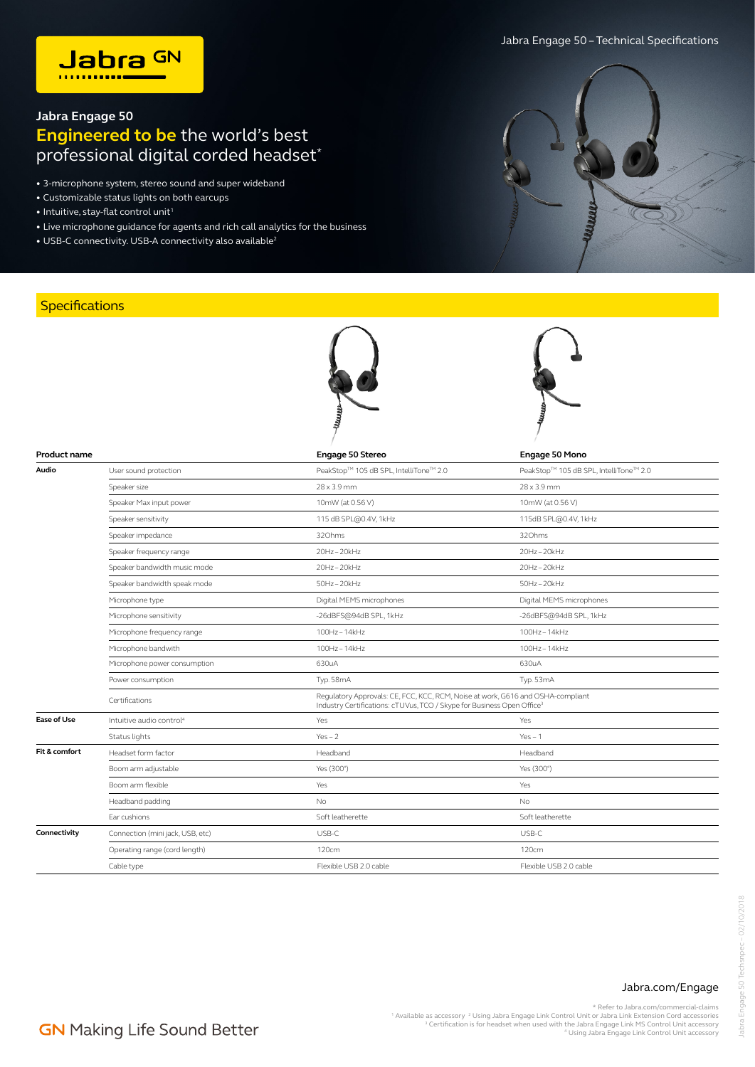Jabra GN

Jabra Engage 50 – Technical Specifications

## Jabra Engage 50

# Engineered to be the world's best professional digital corded headset*

- 3-microphone system, stereo sound and super wideband
- Customizable status lights on both earcups
- Intuitive, stay-flat control unit[1]
- Live microphone guidance for agents and rich call analytics for the business
- USB-C connectivity. USB-A connectivity also available[2]

## Specifications

| Product name | | Engage 50 Stereo | Engage 50 Mono |
|---|---|---|---|
| **Audio** | User sound protection | PeakStop™ 105 dB SPL, IntelliTone™ 2.0 | PeakStop™ 105 dB SPL, IntelliTone™ 2.0 |
| | Speaker size | 28 x 3.9 mm | 28 x 3.9 mm |
| | Speaker Max input power | 10mW (at 0.56 V) | 10mW (at 0.56 V) |
| | Speaker sensitivity | 115 dB SPL@0.4V, 1kHz | 115dB SPL@0.4V, 1kHz |
| | Speaker impedance | 32Ohms | 32Ohms |
| | Speaker frequency range | 20Hz – 20kHz | 20Hz – 20kHz |
| | Speaker bandwidth music mode | 20Hz – 20kHz | 20Hz – 20kHz |
| | Speaker bandwidth speak mode | 50Hz – 20kHz | 50Hz – 20kHz |
| | Microphone type | Digital MEMS microphones | Digital MEMS microphones |
| | Microphone sensitivity | -26dBFS@94dB SPL, 1kHz | -26dBFS@94dB SPL, 1kHz |
| | Microphone frequency range | 100Hz – 14kHz | 100Hz – 14kHz |
| | Microphone bandwith | 100Hz – 14kHz | 100Hz – 14kHz |
| | Microphone power consumption | 630uA | 630uA |
| | Power consumption | Typ. 58mA | Typ. 53mA |
| | Certifications | Regulatory Approvals: CE, FCC, KCC, RCM, Noise at work, G616 and OSHA-compliant<br>Industry Certifications: cTUVus, TCO / Skype for Business Open Office[3] | |
| **Ease of Use** | Intuitive audio control[4] | Yes | Yes |
| | Status lights | Yes – 2 | Yes – 1 |
| **Fit & comfort** | Headset form factor | Headband | Headband |
| | Boom arm adjustable | Yes (300°) | Yes (300°) |
| | Boom arm flexible | Yes | Yes |
| | Headband padding | No | No |
| | Ear cushions | Soft leatherette | Soft leatherette |
| **Connectivity** | Connection (mini jack, USB, etc) | USB-C | USB-C |
| | Operating range (cord length) | 120cm | 120cm |
| | Cable type | Flexible USB 2.0 cable | Flexible USB 2.0 cable |

Jabra.com/Engage

\* Refer to Jabra.com/commercial-claims
[1] Available as accessory [2] Using Jabra Engage Link Control Unit or Jabra Link Extension Cord accessories
[3] Certification is for headset when used with the Jabra Engage Link MS Control Unit accessory
[4] Using Jabra Engage Link Control Unit accessory

GN Making Life Sound Better

Jabra Engage 50 Techsnpec – 02/10/2018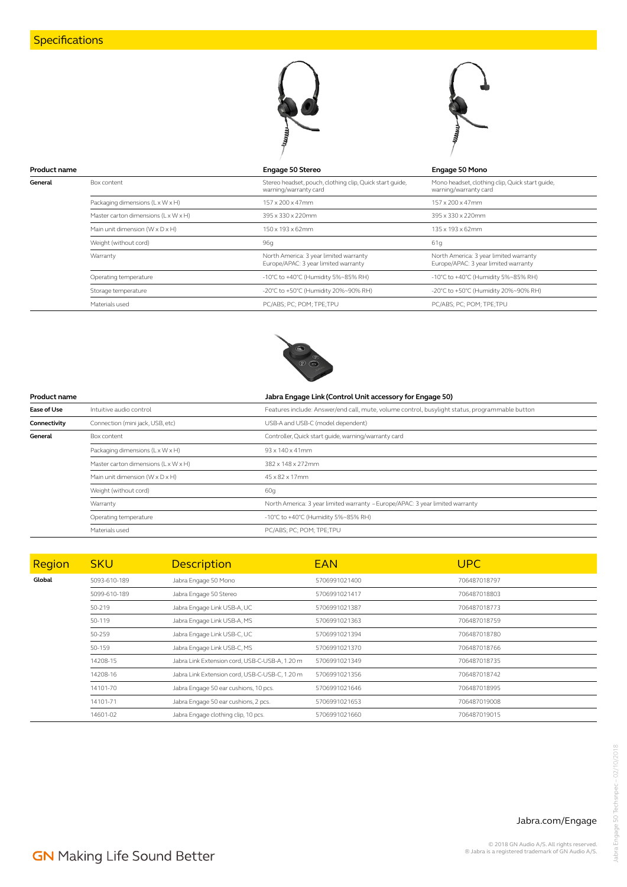## Specifications

| Product name | | Engage 50 Stereo | Engage 50 Mono |
| --- | --- | --- | --- |
| General | Box content | Stereo headset, pouch, clothing clip, Quick start guide, warning/warranty card | Mono headset, clothing clip, Quick start guide, warning/warranty card |
| | Packaging dimensions (L x W x H) | 157 x 200 x 47mm | 157 x 200 x 47mm |
| | Master carton dimensions (L x W x H) | 395 x 330 x 220mm | 395 x 330 x 220mm |
| | Main unit dimension (W x D x H) | 150 x 193 x 62mm | 135 x 193 x 62mm |
| | Weight (without cord) | 96g | 61g |
| | Warranty | North America: 3 year limited warranty Europe/APAC: 3 year limited warranty | North America: 3 year limited warranty Europe/APAC: 3 year limited warranty |
| | Operating temperature | -10°C to +40°C (Humidity 5%~85% RH) | -10°C to +40°C (Humidity 5%~85% RH) |
| | Storage temperature | -20°C to +50°C (Humidity 20%~90% RH) | -20°C to +50°C (Humidity 20%~90% RH) |
| | Materials used | PC/ABS; PC; POM; TPE;TPU | PC/ABS; PC; POM; TPE;TPU |

| Product name | | Jabra Engage Link (Control Unit accessory for Engage 50) |
| --- | --- | --- |
| Ease of Use | Intuitive audio control | Features include: Answer/end call, mute, volume control, busylight status, programmable button |
| Connectivity | Connection (mini jack, USB, etc) | USB-A and USB-C (model dependent) |
| General | Box content | Controller, Quick start guide, warning/warranty card |
| | Packaging dimensions (L x W x H) | 93 x 140 x 41mm |
| | Master carton dimensions (L x W x H) | 382 x 148 x 272mm |
| | Main unit dimension (W x D x H) | 45 x 82 x 17mm |
| | Weight (without cord) | 60g |
| | Warranty | North America: 3 year limited warranty – Europe/APAC: 3 year limited warranty |
| | Operating temperature | -10°C to +40°C (Humidity 5%~85% RH) |
| | Materials used | PC/ABS; PC; POM; TPE;TPU |

| Region | SKU | Description | EAN | UPC |
| --- | --- | --- | --- | --- |
| Global | 5093-610-189 | Jabra Engage 50 Mono | 5706991021400 | 706487018797 |
| | 5099-610-189 | Jabra Engage 50 Stereo | 5706991021417 | 706487018803 |
| | 50-219 | Jabra Engage Link USB-A, UC | 5706991021387 | 706487018773 |
| | 50-119 | Jabra Engage Link USB-A, MS | 5706991021363 | 706487018759 |
| | 50-259 | Jabra Engage Link USB-C, UC | 5706991021394 | 706487018780 |
| | 50-159 | Jabra Engage Link USB-C, MS | 5706991021370 | 706487018766 |
| | 14208-15 | Jabra Link Extension cord, USB-C-USB-A, 1.20 m | 5706991021349 | 706487018735 |
| | 14208-16 | Jabra Link Extension cord, USB-C-USB-C, 1.20 m | 5706991021356 | 706487018742 |
| | 14101-70 | Jabra Engage 50 ear cushions, 10 pcs. | 5706991021646 | 706487018995 |
| | 14101-71 | Jabra Engage 50 ear cushions, 2 pcs. | 5706991021653 | 706487019008 |
| | 14601-02 | Jabra Engage clothing clip, 10 pcs. | 5706991021660 | 706487019015 |

Jabra.com/Engage

GN Making Life Sound Better

© 2018 GN Audio A/S. All rights reserved.
® Jabra is a registered trademark of GN Audio A/S.

Jabra Engage 50 Techsnpec – 02/10/2018